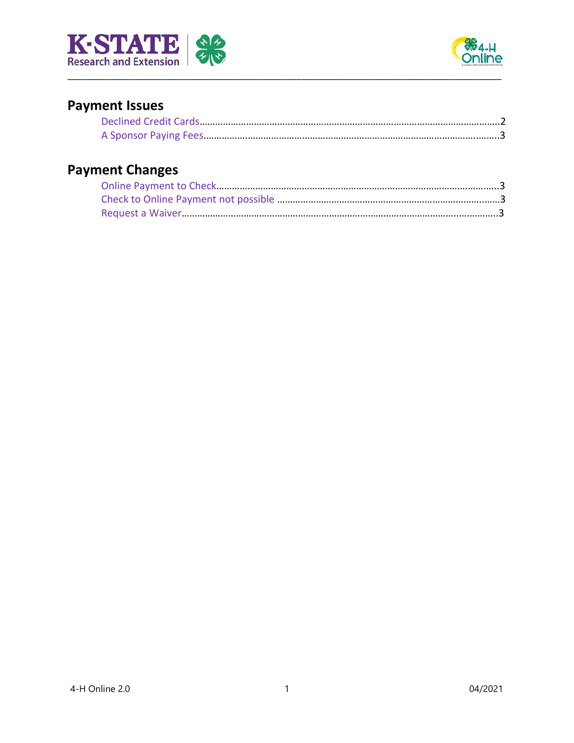## Payment Issues

- Declined Credit Cards……………………………………………………………………………………………2
- A Sponsor Paying Fees…………………………………………………………………………………………3

## Payment Changes

- Online Payment to Check……………………………………………………………………………………3
- Check to Online Payment not possible ……………………………………………………………………3
- Request a Waiver………………………………………………………………………………………………3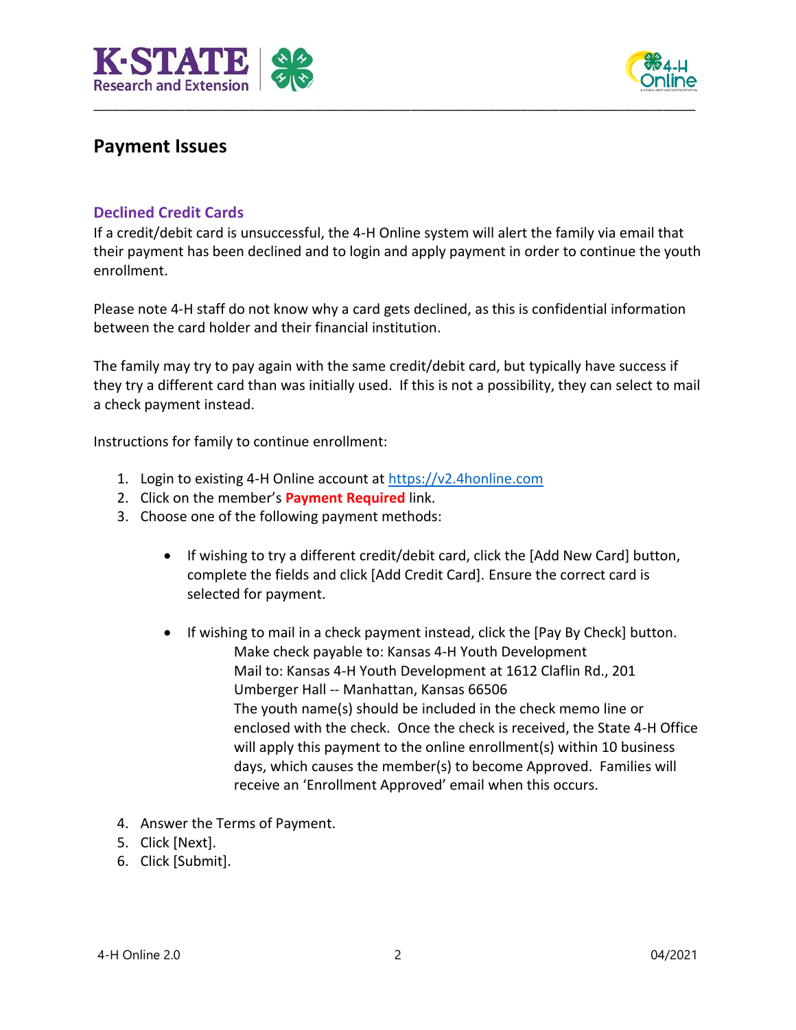## Payment Issues

### Declined Credit Cards

If a credit/debit card is unsuccessful, the 4-H Online system will alert the family via email that their payment has been declined and to login and apply payment in order to continue the youth enrollment.

Please note 4-H staff do not know why a card gets declined, as this is confidential information between the card holder and their financial institution.

The family may try to pay again with the same credit/debit card, but typically have success if they try a different card than was initially used. If this is not a possibility, they can select to mail a check payment instead.

Instructions for family to continue enrollment:

1. Login to existing 4-H Online account at https://v2.4honline.com
2. Click on the member's **Payment Required** link.
3. Choose one of the following payment methods:

   - If wishing to try a different credit/debit card, click the [Add New Card] button, complete the fields and click [Add Credit Card]. Ensure the correct card is selected for payment.

   - If wishing to mail in a check payment instead, click the [Pay By Check] button.
     Make check payable to: Kansas 4-H Youth Development
     Mail to: Kansas 4-H Youth Development at 1612 Claflin Rd., 201 Umberger Hall -- Manhattan, Kansas 66506
     The youth name(s) should be included in the check memo line or enclosed with the check. Once the check is received, the State 4-H Office will apply this payment to the online enrollment(s) within 10 business days, which causes the member(s) to become Approved. Families will receive an 'Enrollment Approved' email when this occurs.

4. Answer the Terms of Payment.
5. Click [Next].
6. Click [Submit].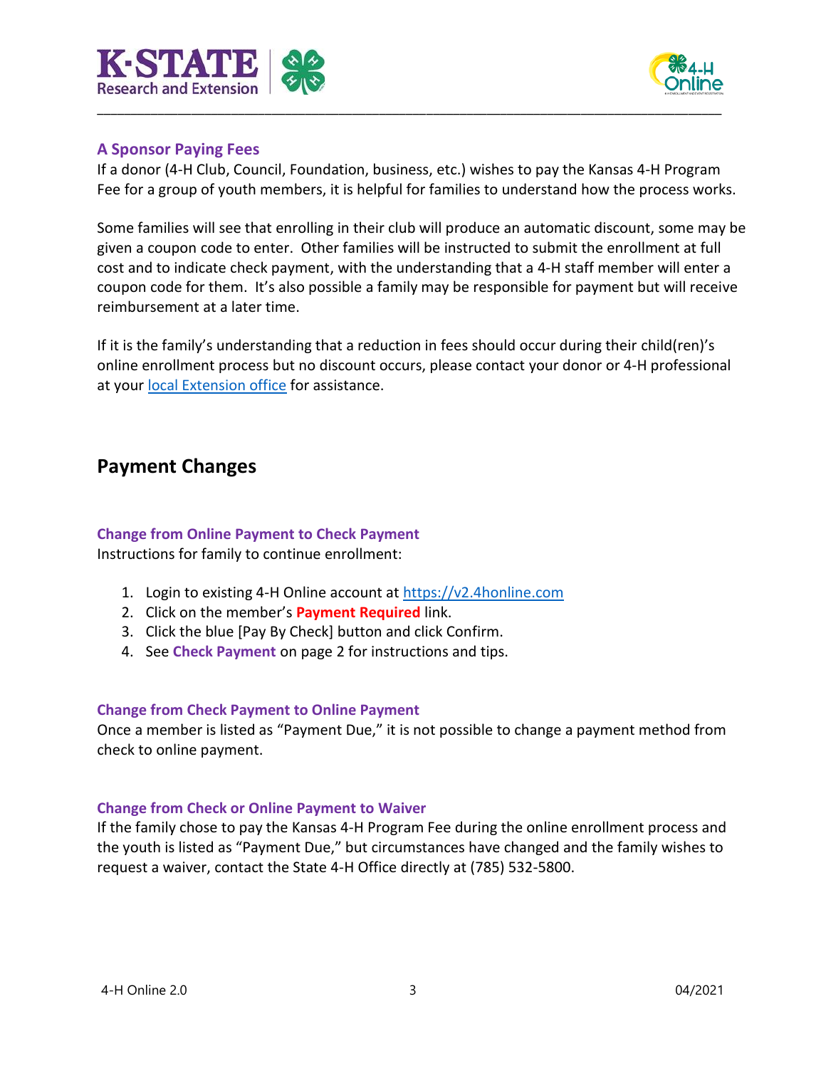### A Sponsor Paying Fees

If a donor (4-H Club, Council, Foundation, business, etc.) wishes to pay the Kansas 4-H Program Fee for a group of youth members, it is helpful for families to understand how the process works.

Some families will see that enrolling in their club will produce an automatic discount, some may be given a coupon code to enter. Other families will be instructed to submit the enrollment at full cost and to indicate check payment, with the understanding that a 4-H staff member will enter a coupon code for them. It's also possible a family may be responsible for payment but will receive reimbursement at a later time.

If it is the family's understanding that a reduction in fees should occur during their child(ren)'s online enrollment process but no discount occurs, please contact your donor or 4-H professional at your local Extension office for assistance.

## Payment Changes

### Change from Online Payment to Check Payment

Instructions for family to continue enrollment:

1. Login to existing 4-H Online account at https://v2.4honline.com
2. Click on the member's **Payment Required** link.
3. Click the blue [Pay By Check] button and click Confirm.
4. See **Check Payment** on page 2 for instructions and tips.

### Change from Check Payment to Online Payment

Once a member is listed as "Payment Due," it is not possible to change a payment method from check to online payment.

### Change from Check or Online Payment to Waiver

If the family chose to pay the Kansas 4-H Program Fee during the online enrollment process and the youth is listed as "Payment Due," but circumstances have changed and the family wishes to request a waiver, contact the State 4-H Office directly at (785) 532-5800.